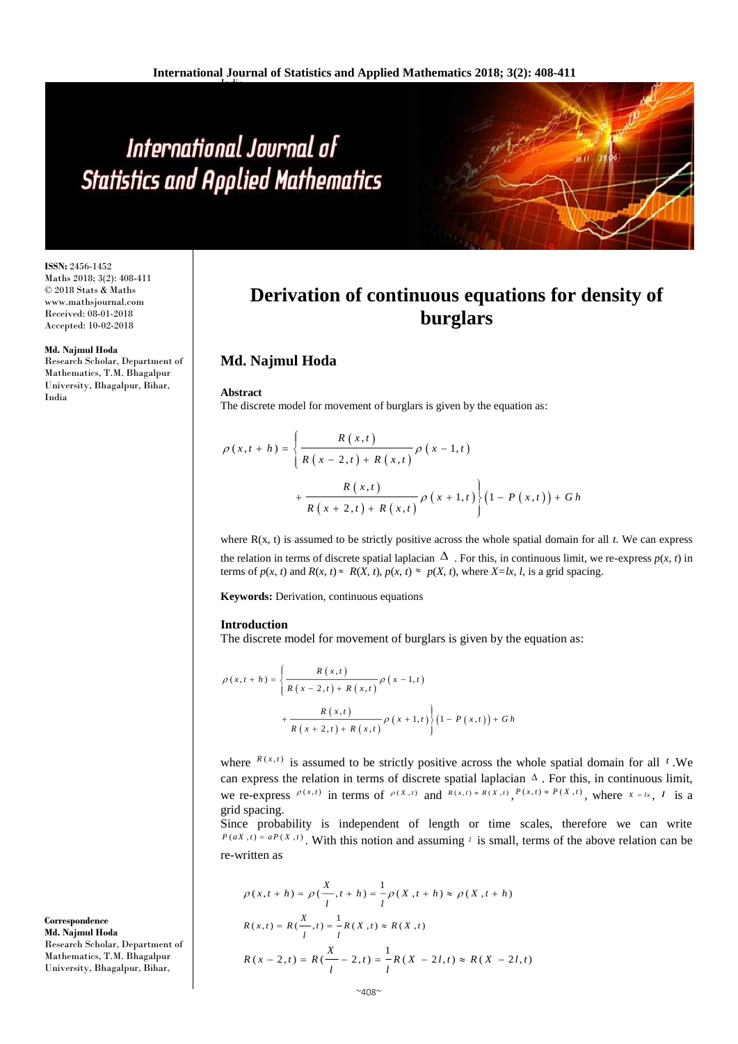# Derivation of continuous equations for density of burglars

## Md. Najmul Hoda

ISSN: 2456-1452
Maths 2018; 3(2): 408-411
© 2018 Stats & Maths
www.mathsjournal.com
Received: 08-01-2018
Accepted: 10-02-2018

**Md. Najmul Hoda**
Research Scholar, Department of Mathematics, T.M. Bhagalpur University, Bhagalpur, Bihar, India

**Correspondence**
**Md. Najmul Hoda**
Research Scholar, Department of Mathematics, T.M. Bhagalpur University, Bhagalpur, Bihar,

### Abstract

The discrete model for movement of burglars is given by the equation as:

$$\rho(x,t+h) = \left\{ \frac{R(x,t)}{R(x-2,t)+R(x,t)} \rho(x-1,t) + \frac{R(x,t)}{R(x+2,t)+R(x,t)} \rho(x+1,t) \right\} \left(1 - P(x,t)\right) + Gh$$

where R(x, t) is assumed to be strictly positive across the whole spatial domain for all *t.* We can express the relation in terms of discrete spatial laplacian $\Delta$. For this, in continuous limit, we re-express *p*(*x*, *t*) in terms of *p*(*x*, *t*) and $R(x,t) \approx R(X,t)$, $p(x,t) \approx p(X,t)$, where $X=lx$, *l*, is a grid spacing.

**Keywords:** Derivation, continuous equations

### Introduction

The discrete model for movement of burglars is given by the equation as:

$$\rho(x,t+h) = \left\{ \frac{R(x,t)}{R(x-2,t)+R(x,t)} \rho(x-1,t) + \frac{R(x,t)}{R(x+2,t)+R(x,t)} \rho(x+1,t) \right\} \left(1 - P(x,t)\right) + Gh$$

where $R(x,t)$ is assumed to be strictly positive across the whole spatial domain for all $t$. We can express the relation in terms of discrete spatial laplacian $\Delta$. For this, in continuous limit, we re-express $\rho(x,t)$ in terms of $\rho(X,t)$ and $R(x,t) \approx R(X,t)$, $P(x,t) \approx P(X,t)$, where $X = lx$, $l$ is a grid spacing.

Since probability is independent of length or time scales, therefore we can write $P(aX,t) = aP(X,t)$. With this notion and assuming $l$ is small, terms of the above relation can be re-written as

$$\rho(x,t+h) = \rho(\frac{X}{l},t+h) = \frac{1}{l}\rho(X,t+h) \approx \rho(X,t+h)$$

$$R(x,t) = R(\frac{X}{l},t) = \frac{1}{l}R(X,t) \approx R(X,t)$$

$$R(x-2,t) = R(\frac{X}{l}-2,t) = \frac{1}{l}R(X-2l,t) \approx R(X-2l,t)$$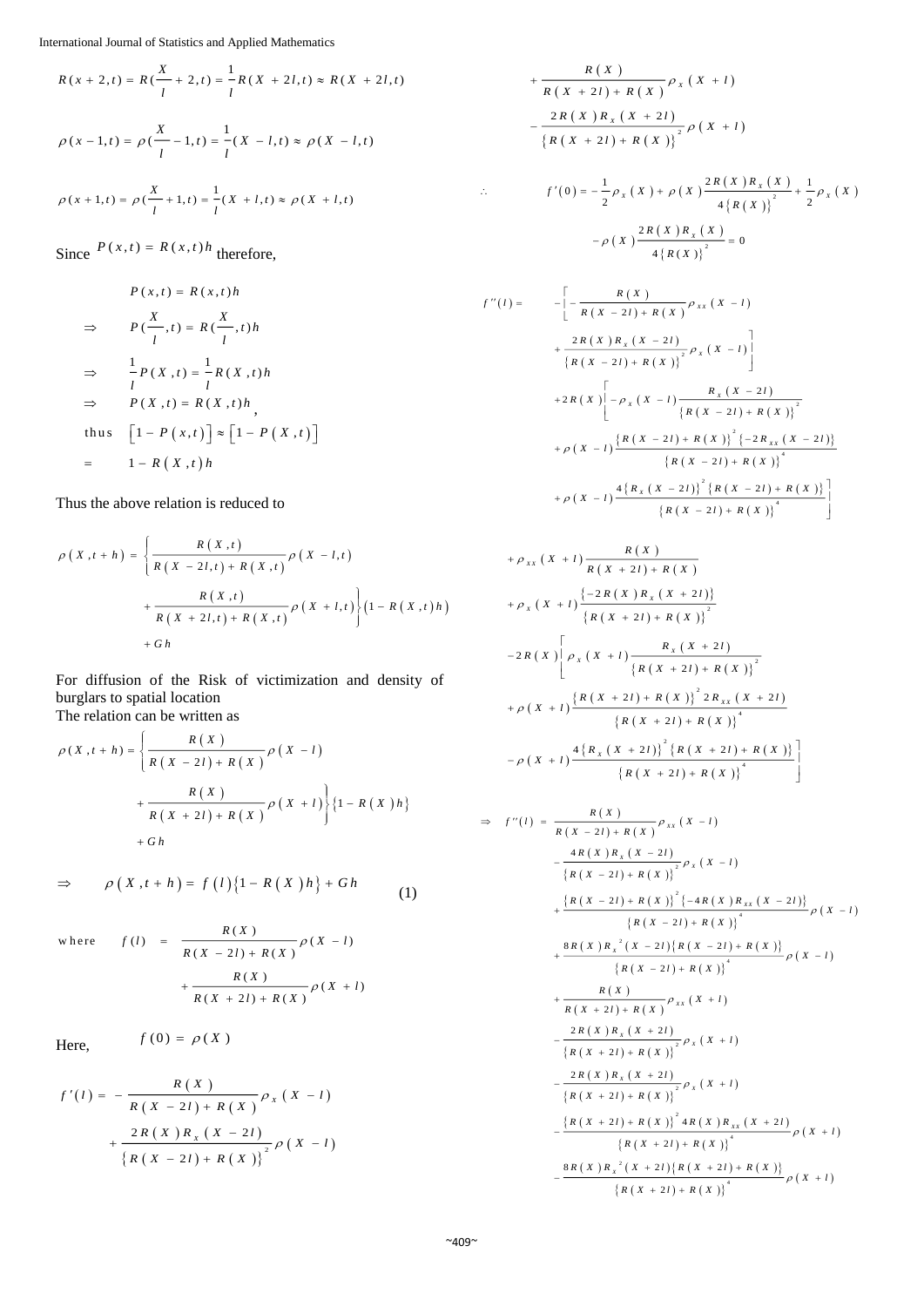$$R(x+2,t) = R(\frac{X}{l}+2,t) = \frac{1}{l}R(X+2l,t) \approx R(X+2l,t)$$

$$\rho(x-1,t) = \rho(\frac{X}{l}-1,t) = \frac{1}{l}(X-l,t) \approx \rho(X-l,t)$$

$$\rho(x+1,t) = \rho(\frac{X}{l}+1,t) = \frac{1}{l}(X+l,t) \approx \rho(X+l,t)$$

Since $P(x,t) = R(x,t)h$ therefore,

$$P(x,t) = R(x,t)h$$

$$\Rightarrow \quad P(\frac{X}{l},t) = R(\frac{X}{l},t)h$$

$$\Rightarrow \quad \frac{1}{l}P(X,t) = \frac{1}{l}R(X,t)h$$

$$\Rightarrow \quad P(X,t) = R(X,t)h,$$

$$\text{thus} \quad \left[1-P(x,t)\right] \approx \left[1-P(X,t)\right]$$

$$= \quad 1-R(X,t)h$$

Thus the above relation is reduced to

$$\rho(X,t+h) = \left\{\frac{R(X,t)}{R(X-2l,t)+R(X,t)}\rho(X-l,t) + \frac{R(X,t)}{R(X+2l,t)+R(X,t)}\rho(X+l,t)\right\}\left(1-R(X,t)h\right) + Gh$$

For diffusion of the Risk of victimization and density of burglars to spatial location
The relation can be written as

$$\rho(X,t+h) = \left\{\frac{R(X)}{R(X-2l)+R(X)}\rho(X-l) + \frac{R(X)}{R(X+2l)+R(X)}\rho(X+l)\right\}\left\{1-R(X)h\right\} + Gh$$

$$\Rightarrow \quad \rho(X,t+h) = f(l)\left\{1-R(X)h\right\} + Gh \tag{1}$$

$$\text{where} \quad f(l) = \frac{R(X)}{R(X-2l)+R(X)}\rho(X-l) + \frac{R(X)}{R(X+2l)+R(X)}\rho(X+l)$$

Here, $\quad f(0) = \rho(X)$

$$f'(l) = -\frac{R(X)}{R(X-2l)+R(X)}\rho_x(X-l) + \frac{2R(X)R_x(X-2l)}{\left\{R(X-2l)+R(X)\right\}^2}\rho(X-l) + \frac{R(X)}{R(X+2l)+R(X)}\rho_x(X+l) - \frac{2R(X)R_x(X+2l)}{\left\{R(X+2l)+R(X)\right\}^2}\rho(X+l)$$

$$\therefore \quad f'(0) = -\frac{1}{2}\rho_x(X) + \rho(X)\frac{2R(X)R_x(X)}{4\left\{R(X)\right\}^2} + \frac{1}{2}\rho_x(X) - \rho(X)\frac{2R(X)R_x(X)}{4\left\{R(X)\right\}^2} = 0$$

$$\begin{aligned}
f''(l) = \; & -\left[-\frac{R(X)}{R(X-2l)+R(X)}\rho_{xx}(X-l) + \frac{2R(X)R_x(X-2l)}{\left\{R(X-2l)+R(X)\right\}^2}\rho_x(X-l)\right] \\
& +2R(X)\left[-\rho_x(X-l)\frac{R_x(X-2l)}{\left\{R(X-2l)+R(X)\right\}^2} + \rho(X-l)\frac{\left\{R(X-2l)+R(X)\right\}^2\left\{-2R_{xx}(X-2l)\right\}}{\left\{R(X-2l)+R(X)\right\}^4} + \rho(X-l)\frac{4\left\{R_x(X-2l)\right\}^2\left\{R(X-2l)+R(X)\right\}}{\left\{R(X-2l)+R(X)\right\}^4}\right] \\
& +\rho_{xx}(X+l)\frac{R(X)}{R(X+2l)+R(X)} + \rho_x(X+l)\frac{\left\{-2R(X)R_x(X+2l)\right\}}{\left\{R(X+2l)+R(X)\right\}^2} \\
& -2R(X)\left[\rho_x(X+l)\frac{R_x(X+2l)}{\left\{R(X+2l)+R(X)\right\}^2} + \rho(X+l)\frac{\left\{R(X+2l)+R(X)\right\}^2 2R_{xx}(X+2l)}{\left\{R(X+2l)+R(X)\right\}^4} - \rho(X+l)\frac{4\left\{R_x(X+2l)\right\}^2\left\{R(X+2l)+R(X)\right\}}{\left\{R(X+2l)+R(X)\right\}^4}\right]
\end{aligned}$$

$$\begin{aligned}
\Rightarrow \quad f''(l) = \; & \frac{R(X)}{R(X-2l)+R(X)}\rho_{xx}(X-l) - \frac{4R(X)R_x(X-2l)}{\left\{R(X-2l)+R(X)\right\}^2}\rho_x(X-l) \\
& + \frac{\left\{R(X-2l)+R(X)\right\}^2\left\{-4R(X)R_{xx}(X-2l)\right\}}{\left\{R(X-2l)+R(X)\right\}^4}\rho(X-l) + \frac{8R(X)R_x^{\,2}(X-2l)\left\{R(X-2l)+R(X)\right\}}{\left\{R(X-2l)+R(X)\right\}^4}\rho(X-l) \\
& + \frac{R(X)}{R(X+2l)+R(X)}\rho_{xx}(X+l) - \frac{2R(X)R_x(X+2l)}{\left\{R(X+2l)+R(X)\right\}^2}\rho_x(X+l) - \frac{2R(X)R_x(X+2l)}{\left\{R(X+2l)+R(X)\right\}^2}\rho_x(X+l) \\
& - \frac{\left\{R(X+2l)+R(X)\right\}^2 4R(X)R_{xx}(X+2l)}{\left\{R(X+2l)+R(X)\right\}^4}\rho(X+l) - \frac{8R(X)R_x^{\,2}(X+2l)\left\{R(X+2l)+R(X)\right\}}{\left\{R(X+2l)+R(X)\right\}^4}\rho(X+l)
\end{aligned}$$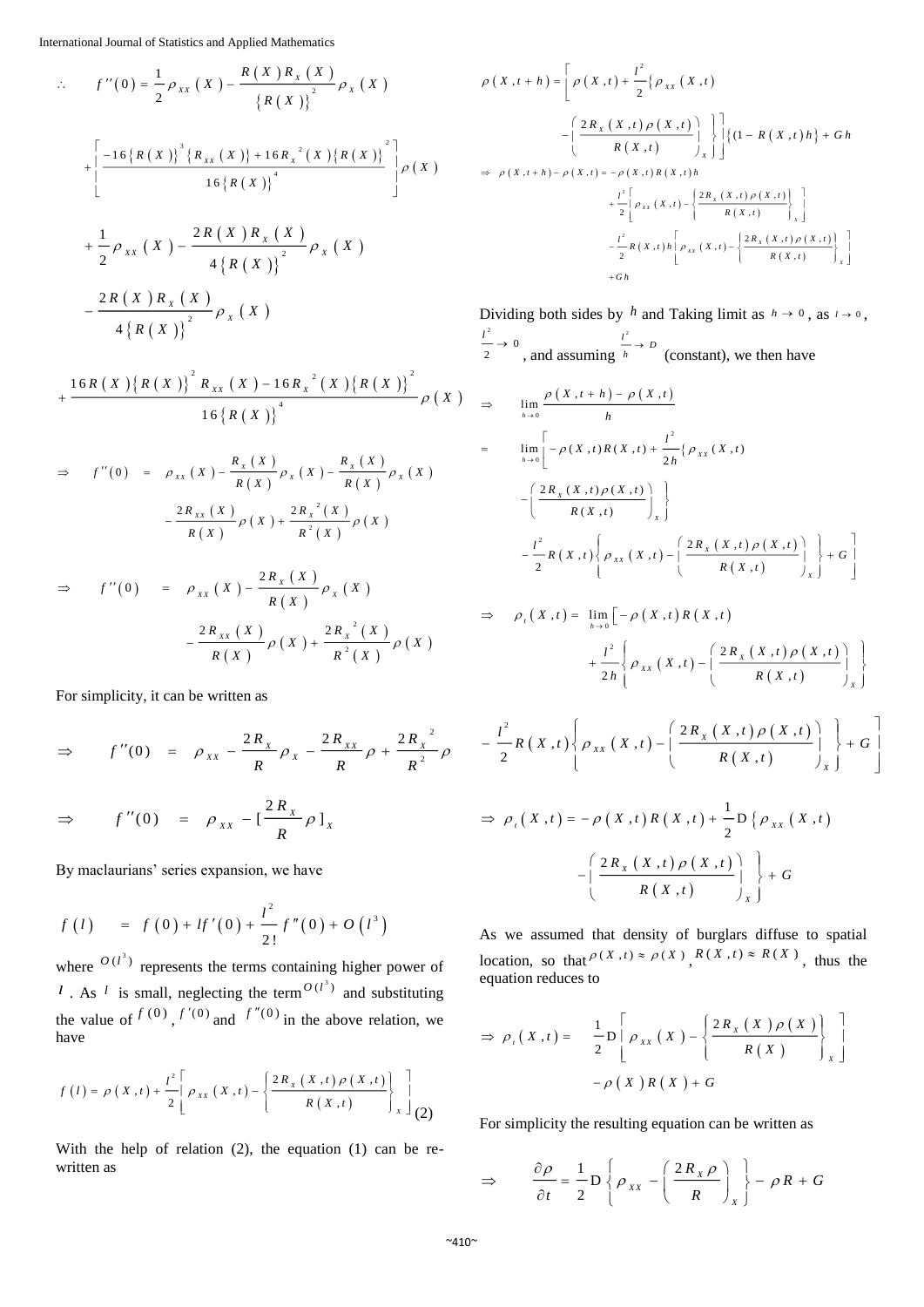$$\therefore \quad f''(0) = \frac{1}{2}\rho_{xx}(X) - \frac{R(X)R_x(X)}{\{R(X)\}^2}\rho_x(X)$$

$$+\left[\frac{-16\{R(X)\}^3\{R_{xx}(X)\} + 16R_x^{\,2}(X)\{R(X)\}^2}{16\{R(X)\}^4}\right]\rho(X)$$

$$+\frac{1}{2}\rho_{xx}(X) - \frac{2R(X)R_x(X)}{4\{R(X)\}^2}\rho_x(X)$$

$$-\frac{2R(X)R_x(X)}{4\{R(X)\}^2}\rho_x(X)$$

$$+\frac{16R(X)\{R(X)\}^2R_{xx}(X) - 16R_x^{\,2}(X)\{R(X)\}^2}{16\{R(X)\}^4}\rho(X)$$

$$\Rightarrow \quad f''(0) = \rho_{xx}(X) - \frac{R_x(X)}{R(X)}\rho_x(X) - \frac{R_x(X)}{R(X)}\rho_x(X) - \frac{2R_{xx}(X)}{R(X)}\rho(X) + \frac{2R_x^{\,2}(X)}{R^2(X)}\rho(X)$$

$$\Rightarrow \quad f''(0) = \rho_{xx}(X) - \frac{2R_x(X)}{R(X)}\rho_x(X) - \frac{2R_{xx}(X)}{R(X)}\rho(X) + \frac{2R_x^{\,2}(X)}{R^2(X)}\rho(X)$$

For simplicity, it can be written as

$$\Rightarrow \quad f''(0) = \rho_{xx} - \frac{2R_x}{R}\rho_x - \frac{2R_{xx}}{R}\rho + \frac{2R_x^{\,2}}{R^2}\rho$$

$$\Rightarrow \quad f''(0) = \rho_{xx} - \left[\frac{2R_x}{R}\rho\right]_x$$

By maclaurians' series expansion, we have

$$f(l) = f(0) + lf'(0) + \frac{l^2}{2!}f''(0) + O(l^3)$$

where $O(l^3)$ represents the terms containing higher power of $l$. As $l$ is small, neglecting the term $O(l^3)$ and substituting the value of $f(0)$, $f'(0)$ and $f''(0)$ in the above relation, we have

$$f(l) = \rho(X,t) + \frac{l^2}{2}\left[\rho_{xx}(X,t) - \left\{\frac{2R_x(X,t)\rho(X,t)}{R(X,t)}\right\}_x\right] \quad (2)$$

With the help of relation (2), the equation (1) can be re-written as

$$\rho(X,t+h) = \left[\rho(X,t) + \frac{l^2}{2}\left\{\rho_{xx}(X,t) - \left(\frac{2R_x(X,t)\rho(X,t)}{R(X,t)}\right)_x\right\}\right]\{(1 - R(X,t)h\} + Gh$$

$$\Rightarrow \rho(X,t+h) - \rho(X,t) = -\rho(X,t)R(X,t)h + \frac{l^2}{2}\left[\rho_{xx}(X,t) - \left\{\frac{2R_x(X,t)\rho(X,t)}{R(X,t)}\right\}_x\right] - \frac{l^2}{2}R(X,t)h\left[\rho_{xx}(X,t) - \left\{\frac{2R_x(X,t)\rho(X,t)}{R(X,t)}\right\}_x\right] + Gh$$

Dividing both sides by $h$ and Taking limit as $h \to 0$, as $l \to 0$, $\frac{l^2}{2} \to 0$, and assuming $\frac{l^2}{h} \to D$ (constant), we then have

$$\Rightarrow \quad \lim_{h\to 0}\frac{\rho(X,t+h) - \rho(X,t)}{h}$$

$$= \lim_{h\to 0}\left[-\rho(X,t)R(X,t) + \frac{l^2}{2h}\left\{\rho_{xx}(X,t) - \left(\frac{2R_x(X,t)\rho(X,t)}{R(X,t)}\right)_x\right\} - \frac{l^2}{2}R(X,t)\left\{\rho_{xx}(X,t) - \left(\frac{2R_x(X,t)\rho(X,t)}{R(X,t)}\right)_x\right\} + G\right]$$

$$\Rightarrow \quad \rho_t(X,t) = \lim_{h\to 0}\left[-\rho(X,t)R(X,t) + \frac{l^2}{2h}\left\{\rho_{xx}(X,t) - \left(\frac{2R_x(X,t)\rho(X,t)}{R(X,t)}\right)_x\right\} - \frac{l^2}{2}R(X,t)\left\{\rho_{xx}(X,t) - \left(\frac{2R_x(X,t)\rho(X,t)}{R(X,t)}\right)_x\right\} + G\right]$$

$$\Rightarrow \rho_t(X,t) = -\rho(X,t)R(X,t) + \frac{1}{2}D\left\{\rho_{xx}(X,t) - \left(\frac{2R_x(X,t)\rho(X,t)}{R(X,t)}\right)_x\right\} + G$$

As we assumed that density of burglars diffuse to spatial location, so that $\rho(X,t) \approx \rho(X)$, $R(X,t) \approx R(X)$, thus the equation reduces to

$$\Rightarrow \rho_t(X,t) = \frac{1}{2}D\left[\rho_{xx}(X) - \left\{\frac{2R_x(X)\rho(X)}{R(X)}\right\}_x\right] - \rho(X)R(X) + G$$

For simplicity the resulting equation can be written as

$$\Rightarrow \quad \frac{\partial\rho}{\partial t} = \frac{1}{2}D\left\{\rho_{xx} - \left(\frac{2R_x\rho}{R}\right)_x\right\} - \rho R + G$$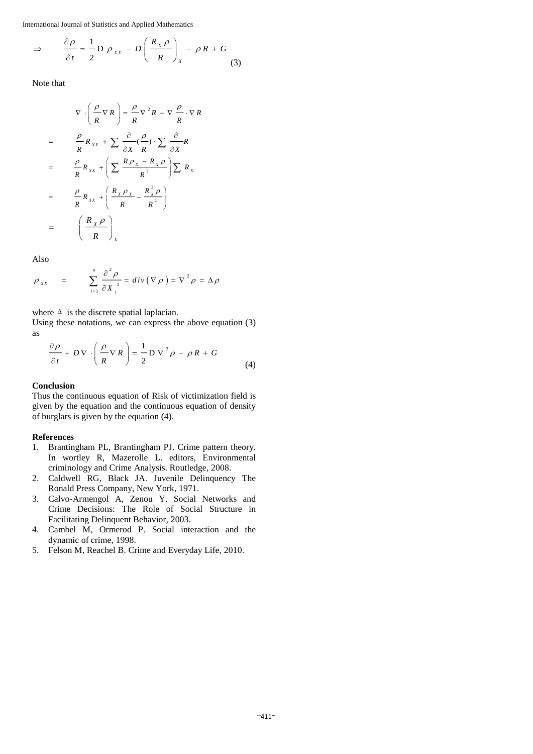$$\Rightarrow \qquad \frac{\partial \rho}{\partial t} = \frac{1}{2} \mathrm{D} \, \rho_{xx} - D \left( \frac{R_x \rho}{R} \right)_x - \rho R + G \tag{3}$$

Note that

$$\nabla \cdot \left( \frac{\rho}{R} \nabla R \right) = \frac{\rho}{R} \nabla^2 R + \nabla \frac{\rho}{R} \cdot \nabla R$$

$$= \quad \frac{\rho}{R} R_{xx} + \sum \frac{\partial}{\partial X} \left( \frac{\rho}{R} \right) \cdot \sum \frac{\partial}{\partial X} R$$

$$= \quad \frac{\rho}{R} R_{xx} + \left( \sum \frac{R \rho_x - R_x \rho}{R^2} \right) \sum R_x$$

$$= \quad \frac{\rho}{R} R_{xx} + \left( \frac{R_x \rho_x}{R} - \frac{R_x^2 \rho}{R^2} \right)$$

$$= \quad \left( \frac{R_x \rho}{R} \right)_x$$

Also

$$\rho_{xx} \quad = \quad \sum_{i=1}^{n} \frac{\partial^2 \rho}{\partial X_i^2} = div \left( \nabla \rho \right) = \nabla^2 \rho = \Delta \rho$$

where $\Delta$ is the discrete spatial laplacian.

Using these notations, we can express the above equation (3) as

$$\frac{\partial \rho}{\partial t} + D \nabla \cdot \left( \frac{\rho}{R} \nabla R \right) = \frac{1}{2} \mathrm{D} \, \nabla^2 \rho - \rho R + G \tag{4}$$

**Conclusion**

Thus the continuous equation of Risk of victimization field is given by the equation and the continuous equation of density of burglars is given by the equation (4).

**References**

1. Brantingham PL, Brantingham PJ. Crime pattern theory. In wortley R, Mazerolle L. editors, Environmental criminology and Crime Analysis. Routledge, 2008.
2. Caldwell RG, Black JA. Juvenile Delinquency The Ronald Press Company, New York, 1971.
3. Calvo-Armengol A, Zenou Y. Social Networks and Crime Decisions: The Role of Social Structure in Facilitating Delinquent Behavior, 2003.
4. Cambel M, Ormerod P. Social interaction and the dynamic of crime, 1998.
5. Felson M, Reachel B. Crime and Everyday Life, 2010.